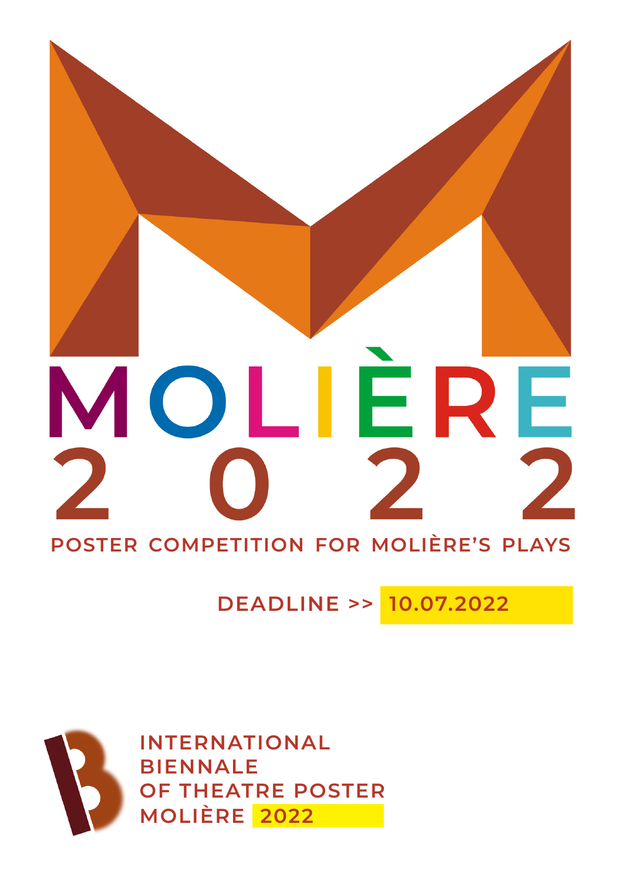# MOLIÈRE 2022

## POSTER COMPETITION FOR MOLIÈRE'S PLAYS

**DEADLINE >> 10.07.2022**

**INTERNATIONAL BIENNALE OF THEATRE POSTER MOLIÈRE 2022**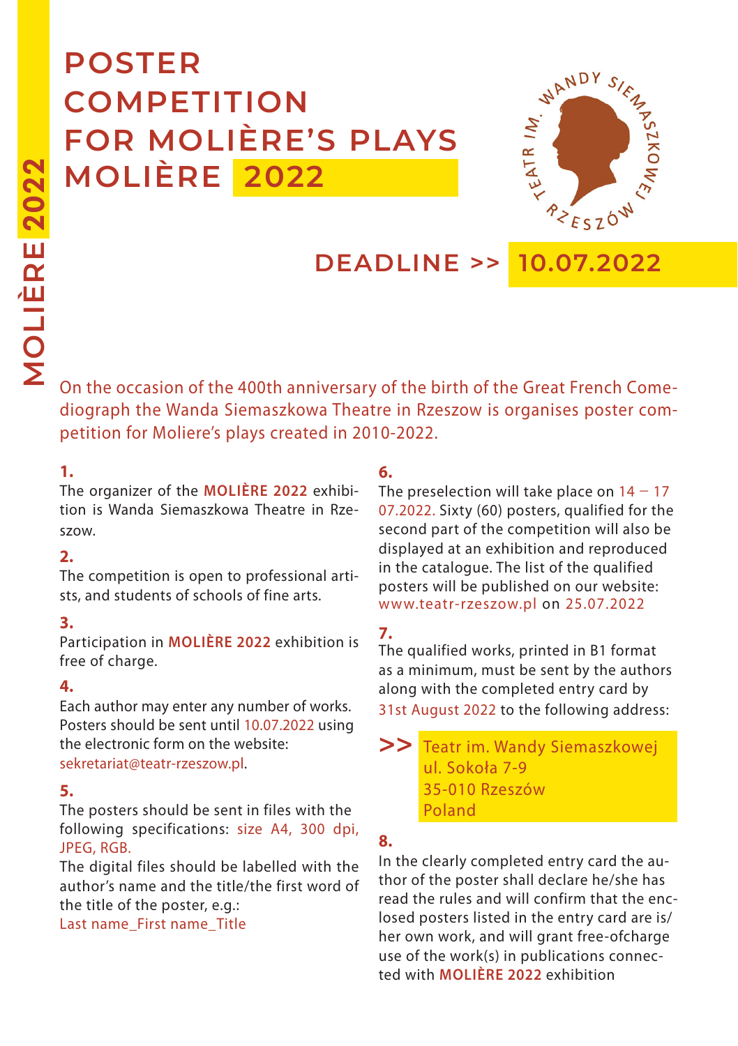# POSTER COMPETITION FOR MOLIÈRE'S PLAYS MOLIÈRE 2022

TEATR IM. WANDY SIEMASZKOWEJ RZESZÓW

## DEADLINE >> 10.07.2022

MOLIÈRE 2022

On the occasion of the 400th anniversary of the birth of the Great French Comediograph the Wanda Siemaszkowa Theatre in Rzeszow is organises poster competition for Moliere's plays created in 2010-2022.

**1.**
The organizer of the **MOLIÈRE 2022** exhibition is Wanda Siemaszkowa Theatre in Rzeszow.

**2.**
The competition is open to professional artists, and students of schools of fine arts.

**3.**
Participation in **MOLIÈRE 2022** exhibition is free of charge.

**4.**
Each author may enter any number of works. Posters should be sent until 10.07.2022 using the electronic form on the website: sekretariat@teatr-rzeszow.pl.

**5.**
The posters should be sent in files with the following specifications: size A4, 300 dpi, JPEG, RGB.
The digital files should be labelled with the author's name and the title/the first word of the title of the poster, e.g.:
Last name_First name_Title

**6.**
The preselection will take place on 14 – 17 07.2022. Sixty (60) posters, qualified for the second part of the competition will also be displayed at an exhibition and reproduced in the catalogue. The list of the qualified posters will be published on our website: www.teatr-rzeszow.pl on 25.07.2022

**7.**
The qualified works, printed in B1 format as a minimum, must be sent by the authors along with the completed entry card by 31st August 2022 to the following address:

>> Teatr im. Wandy Siemaszkowej
ul. Sokoła 7-9
35-010 Rzeszów
Poland

**8.**
In the clearly completed entry card the author of the poster shall declare he/she has read the rules and will confirm that the enclosed posters listed in the entry card are is/her own work, and will grant free-ofcharge use of the work(s) in publications connected with **MOLIÈRE 2022** exhibition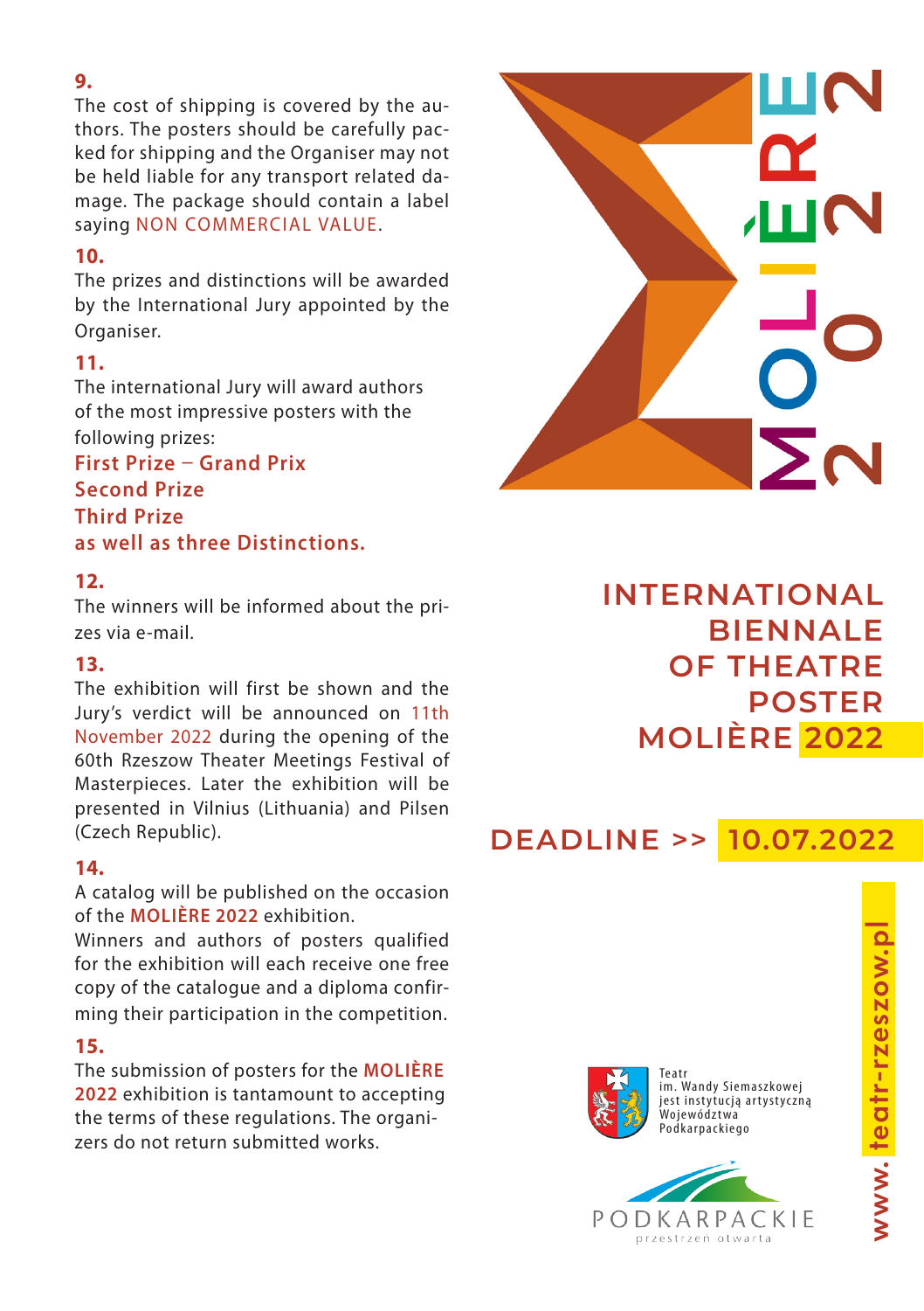**9.**

The cost of shipping is covered by the authors. The posters should be carefully packed for shipping and the Organiser may not be held liable for any transport related damage. The package should contain a label saying NON COMMERCIAL VALUE.

**10.**

The prizes and distinctions will be awarded by the International Jury appointed by the Organiser.

**11.**

The international Jury will award authors of the most impressive posters with the following prizes:

**First Prize – Grand Prix**
**Second Prize**
**Third Prize**
**as well as three Distinctions.**

**12.**

The winners will be informed about the prizes via e-mail.

**13.**

The exhibition will first be shown and the Jury's verdict will be announced on 11th November 2022 during the opening of the 60th Rzeszow Theater Meetings Festival of Masterpieces. Later the exhibition will be presented in Vilnius (Lithuania) and Pilsen (Czech Republic).

**14.**

A catalog will be published on the occasion of the **MOLIÈRE 2022** exhibition.

Winners and authors of posters qualified for the exhibition will each receive one free copy of the catalogue and a diploma confirming their participation in the competition.

**15.**

The submission of posters for the **MOLIÈRE 2022** exhibition is tantamount to accepting the terms of these regulations. The organizers do not return submitted works.

MOLIÈRE 2022

# INTERNATIONAL BIENNALE OF THEATRE POSTER MOLIÈRE 2022

## DEADLINE >> 10.07.2022

Teatr im. Wandy Siemaszkowej jest instytucją artystyczną Województwa Podkarpackiego

PODKARPACKIE przestrzeń otwarta

www.teatr-rzeszow.pl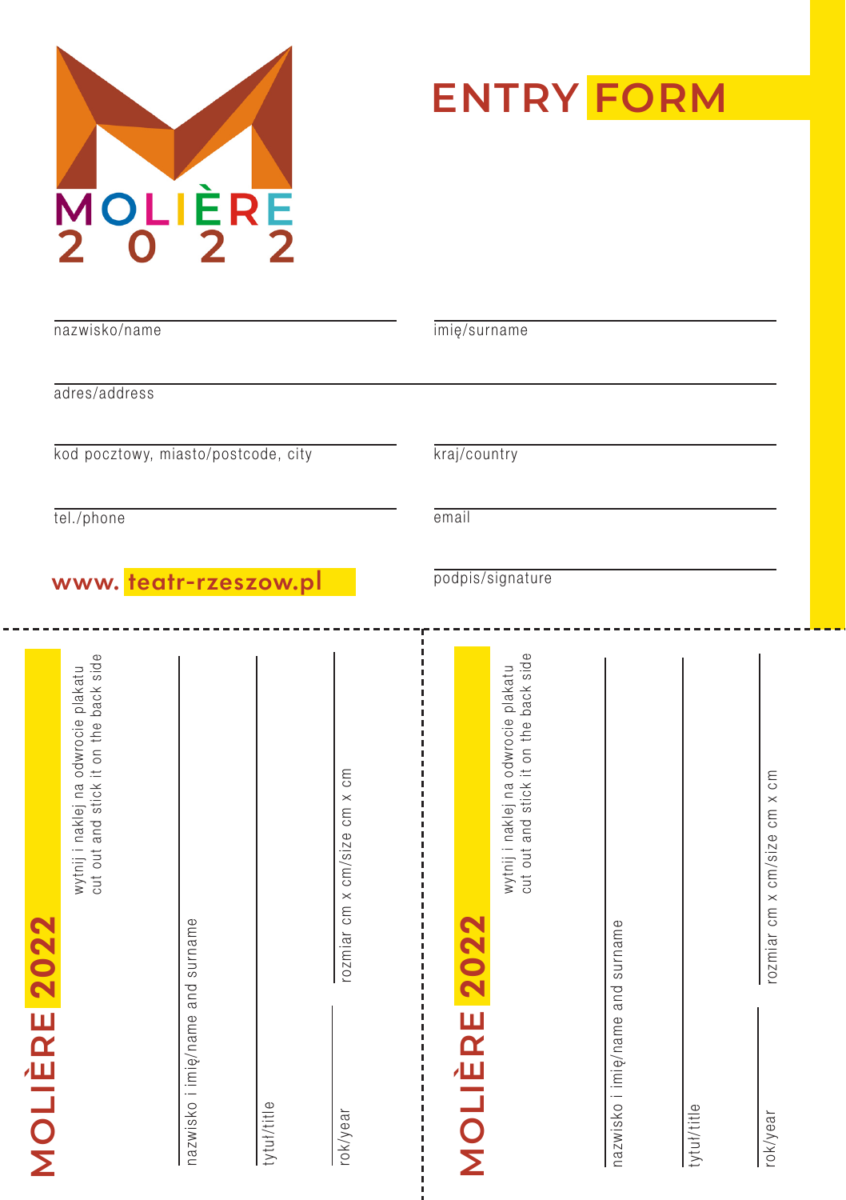MOLIÈRE
2 0 2 2

# ENTRY FORM

nazwisko/name

imię/surname

adres/address

kod pocztowy, miasto/postcode, city

kraj/country

tel./phone

email

www. teatr-rzeszow.pl

podpis/signature

---

MOLIÈRE 2022

wytnij i naklej na odwrocie plakatu
cut out and stick it on the back side

nazwisko i imię/name and surname

tytuł/title

rozmiar cm x cm/size cm x cm

rok/year

---

MOLIÈRE 2022

wytnij i naklej na odwrocie plakatu
cut out and stick it on the back side

nazwisko i imię/name and surname

tytuł/title

rozmiar cm x cm/size cm x cm

rok/year